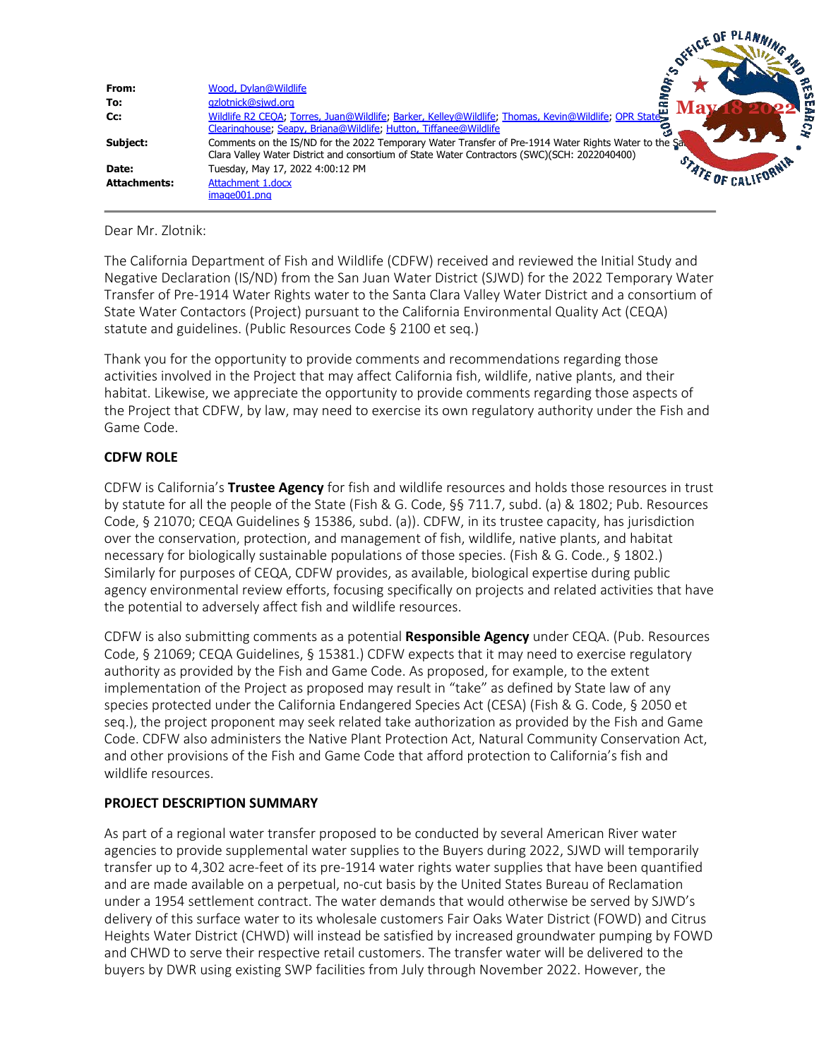| | |
|---|---|
| **From:** | Wood, Dylan@Wildlife |
| **To:** | gzlotnick@sjwd.org |
| **Cc:** | Wildlife R2 CEQA; Torres, Juan@Wildlife; Barker, Kelley@Wildlife; Thomas, Kevin@Wildlife; OPR State Clearinghouse; Seapy, Briana@Wildlife; Hutton, Tiffanee@Wildlife |
| **Subject:** | Comments on the IS/ND for the 2022 Temporary Water Transfer of Pre-1914 Water Rights Water to the Santa Clara Valley Water District and consortium of State Water Contractors (SWC)(SCH: 2022040400) |
| **Date:** | Tuesday, May 17, 2022 4:00:12 PM |
| **Attachments:** | Attachment 1.docx<br>image001.png |

GOVERNOR'S OFFICE OF PLANNING AND RESEARCH
May 18 2022
STATE OF CALIFORNIA

Dear Mr. Zlotnick:

The California Department of Fish and Wildlife (CDFW) received and reviewed the Initial Study and Negative Declaration (IS/ND) from the San Juan Water District (SJWD) for the 2022 Temporary Water Transfer of Pre-1914 Water Rights water to the Santa Clara Valley Water District and a consortium of State Water Contactors (Project) pursuant to the California Environmental Quality Act (CEQA) statute and guidelines. (Public Resources Code § 2100 et seq.)

Thank you for the opportunity to provide comments and recommendations regarding those activities involved in the Project that may affect California fish, wildlife, native plants, and their habitat. Likewise, we appreciate the opportunity to provide comments regarding those aspects of the Project that CDFW, by law, may need to exercise its own regulatory authority under the Fish and Game Code.

## CDFW ROLE

CDFW is California's **Trustee Agency** for fish and wildlife resources and holds those resources in trust by statute for all the people of the State (Fish & G. Code, §§ 711.7, subd. (a) & 1802; Pub. Resources Code, § 21070; CEQA Guidelines § 15386, subd. (a)). CDFW, in its trustee capacity, has jurisdiction over the conservation, protection, and management of fish, wildlife, native plants, and habitat necessary for biologically sustainable populations of those species. (Fish & G. Code., § 1802.) Similarly for purposes of CEQA, CDFW provides, as available, biological expertise during public agency environmental review efforts, focusing specifically on projects and related activities that have the potential to adversely affect fish and wildlife resources.

CDFW is also submitting comments as a potential **Responsible Agency** under CEQA. (Pub. Resources Code, § 21069; CEQA Guidelines, § 15381.) CDFW expects that it may need to exercise regulatory authority as provided by the Fish and Game Code. As proposed, for example, to the extent implementation of the Project as proposed may result in "take" as defined by State law of any species protected under the California Endangered Species Act (CESA) (Fish & G. Code, § 2050 et seq.), the project proponent may seek related take authorization as provided by the Fish and Game Code. CDFW also administers the Native Plant Protection Act, Natural Community Conservation Act, and other provisions of the Fish and Game Code that afford protection to California's fish and wildlife resources.

## PROJECT DESCRIPTION SUMMARY

As part of a regional water transfer proposed to be conducted by several American River water agencies to provide supplemental water supplies to the Buyers during 2022, SJWD will temporarily transfer up to 4,302 acre-feet of its pre-1914 water rights water supplies that have been quantified and are made available on a perpetual, no-cut basis by the United States Bureau of Reclamation under a 1954 settlement contract. The water demands that would otherwise be served by SJWD's delivery of this surface water to its wholesale customers Fair Oaks Water District (FOWD) and Citrus Heights Water District (CHWD) will instead be satisfied by increased groundwater pumping by FOWD and CHWD to serve their respective retail customers. The transfer water will be delivered to the buyers by DWR using existing SWP facilities from July through November 2022. However, the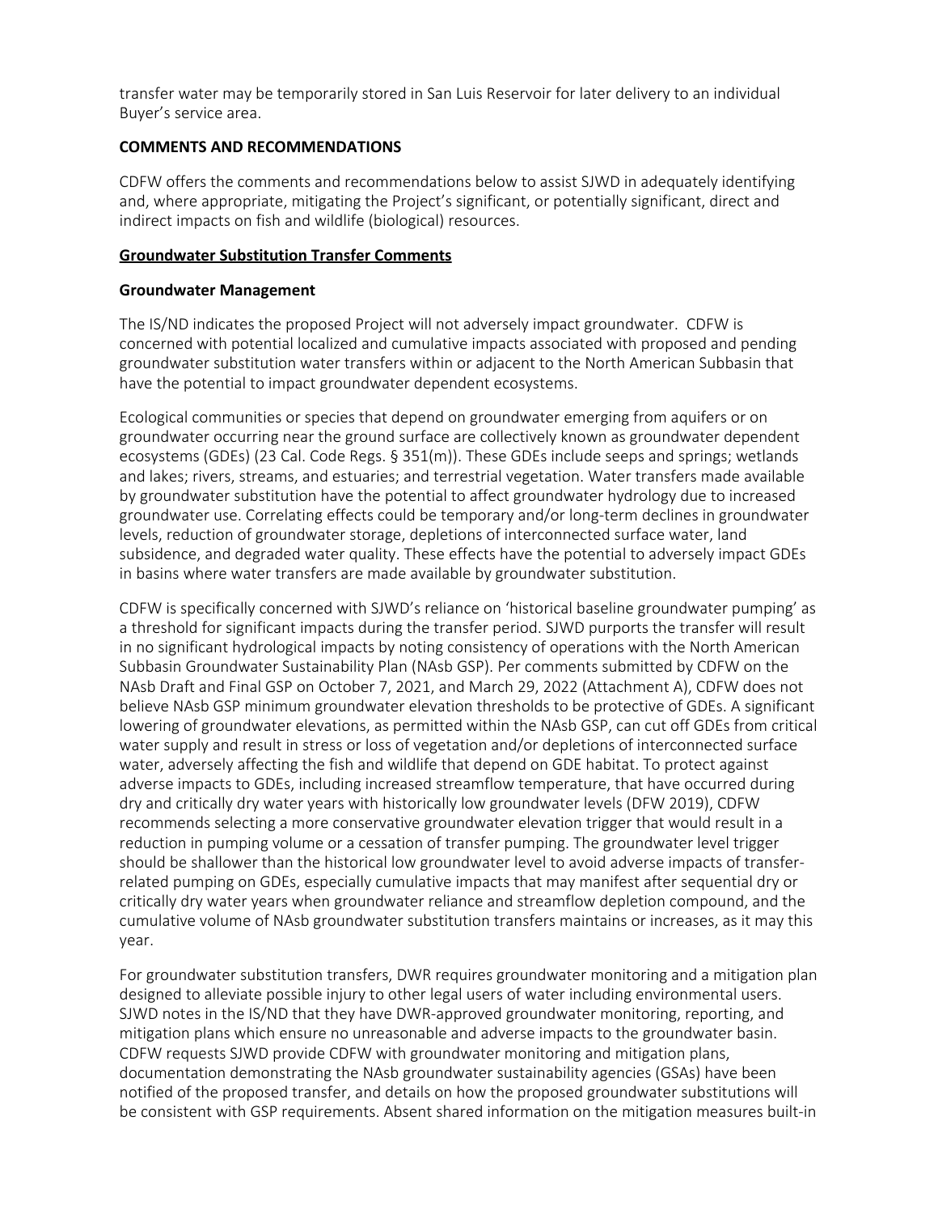transfer water may be temporarily stored in San Luis Reservoir for later delivery to an individual Buyer's service area.

## COMMENTS AND RECOMMENDATIONS

CDFW offers the comments and recommendations below to assist SJWD in adequately identifying and, where appropriate, mitigating the Project's significant, or potentially significant, direct and indirect impacts on fish and wildlife (biological) resources.

### Groundwater Substitution Transfer Comments

#### Groundwater Management

The IS/ND indicates the proposed Project will not adversely impact groundwater. CDFW is concerned with potential localized and cumulative impacts associated with proposed and pending groundwater substitution water transfers within or adjacent to the North American Subbasin that have the potential to impact groundwater dependent ecosystems.

Ecological communities or species that depend on groundwater emerging from aquifers or on groundwater occurring near the ground surface are collectively known as groundwater dependent ecosystems (GDEs) (23 Cal. Code Regs. § 351(m)). These GDEs include seeps and springs; wetlands and lakes; rivers, streams, and estuaries; and terrestrial vegetation. Water transfers made available by groundwater substitution have the potential to affect groundwater hydrology due to increased groundwater use. Correlating effects could be temporary and/or long-term declines in groundwater levels, reduction of groundwater storage, depletions of interconnected surface water, land subsidence, and degraded water quality. These effects have the potential to adversely impact GDEs in basins where water transfers are made available by groundwater substitution.

CDFW is specifically concerned with SJWD's reliance on 'historical baseline groundwater pumping' as a threshold for significant impacts during the transfer period. SJWD purports the transfer will result in no significant hydrological impacts by noting consistency of operations with the North American Subbasin Groundwater Sustainability Plan (NAsb GSP). Per comments submitted by CDFW on the NAsb Draft and Final GSP on October 7, 2021, and March 29, 2022 (Attachment A), CDFW does not believe NAsb GSP minimum groundwater elevation thresholds to be protective of GDEs. A significant lowering of groundwater elevations, as permitted within the NAsb GSP, can cut off GDEs from critical water supply and result in stress or loss of vegetation and/or depletions of interconnected surface water, adversely affecting the fish and wildlife that depend on GDE habitat. To protect against adverse impacts to GDEs, including increased streamflow temperature, that have occurred during dry and critically dry water years with historically low groundwater levels (DFW 2019), CDFW recommends selecting a more conservative groundwater elevation trigger that would result in a reduction in pumping volume or a cessation of transfer pumping. The groundwater level trigger should be shallower than the historical low groundwater level to avoid adverse impacts of transfer-related pumping on GDEs, especially cumulative impacts that may manifest after sequential dry or critically dry water years when groundwater reliance and streamflow depletion compound, and the cumulative volume of NAsb groundwater substitution transfers maintains or increases, as it may this year.

For groundwater substitution transfers, DWR requires groundwater monitoring and a mitigation plan designed to alleviate possible injury to other legal users of water including environmental users. SJWD notes in the IS/ND that they have DWR-approved groundwater monitoring, reporting, and mitigation plans which ensure no unreasonable and adverse impacts to the groundwater basin. CDFW requests SJWD provide CDFW with groundwater monitoring and mitigation plans, documentation demonstrating the NAsb groundwater sustainability agencies (GSAs) have been notified of the proposed transfer, and details on how the proposed groundwater substitutions will be consistent with GSP requirements. Absent shared information on the mitigation measures built-in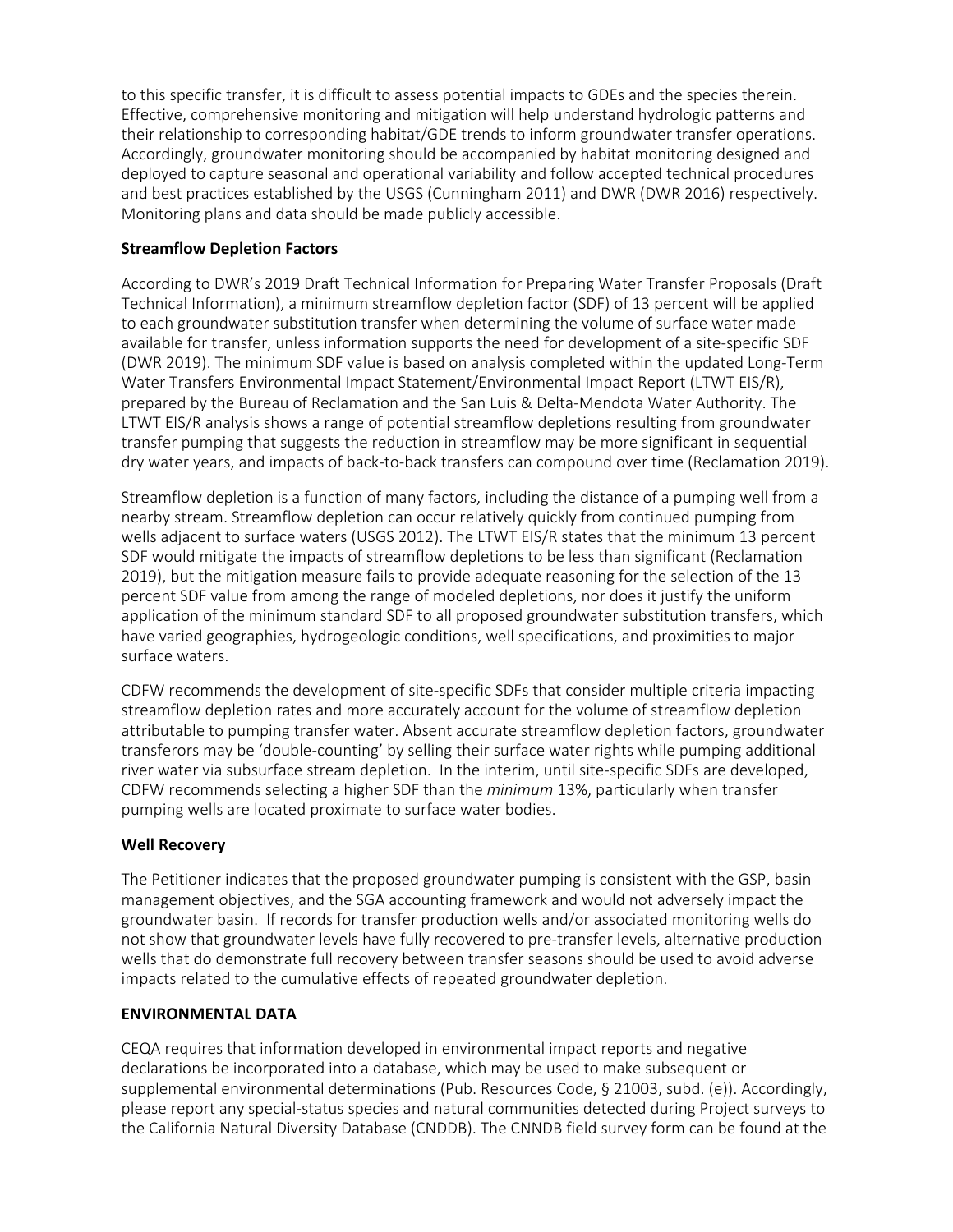to this specific transfer, it is difficult to assess potential impacts to GDEs and the species therein. Effective, comprehensive monitoring and mitigation will help understand hydrologic patterns and their relationship to corresponding habitat/GDE trends to inform groundwater transfer operations. Accordingly, groundwater monitoring should be accompanied by habitat monitoring designed and deployed to capture seasonal and operational variability and follow accepted technical procedures and best practices established by the USGS (Cunningham 2011) and DWR (DWR 2016) respectively. Monitoring plans and data should be made publicly accessible.

**Streamflow Depletion Factors**

According to DWR's 2019 Draft Technical Information for Preparing Water Transfer Proposals (Draft Technical Information), a minimum streamflow depletion factor (SDF) of 13 percent will be applied to each groundwater substitution transfer when determining the volume of surface water made available for transfer, unless information supports the need for development of a site-specific SDF (DWR 2019). The minimum SDF value is based on analysis completed within the updated Long-Term Water Transfers Environmental Impact Statement/Environmental Impact Report (LTWT EIS/R), prepared by the Bureau of Reclamation and the San Luis & Delta-Mendota Water Authority. The LTWT EIS/R analysis shows a range of potential streamflow depletions resulting from groundwater transfer pumping that suggests the reduction in streamflow may be more significant in sequential dry water years, and impacts of back-to-back transfers can compound over time (Reclamation 2019).

Streamflow depletion is a function of many factors, including the distance of a pumping well from a nearby stream. Streamflow depletion can occur relatively quickly from continued pumping from wells adjacent to surface waters (USGS 2012). The LTWT EIS/R states that the minimum 13 percent SDF would mitigate the impacts of streamflow depletions to be less than significant (Reclamation 2019), but the mitigation measure fails to provide adequate reasoning for the selection of the 13 percent SDF value from among the range of modeled depletions, nor does it justify the uniform application of the minimum standard SDF to all proposed groundwater substitution transfers, which have varied geographies, hydrogeologic conditions, well specifications, and proximities to major surface waters.

CDFW recommends the development of site-specific SDFs that consider multiple criteria impacting streamflow depletion rates and more accurately account for the volume of streamflow depletion attributable to pumping transfer water. Absent accurate streamflow depletion factors, groundwater transferors may be 'double-counting' by selling their surface water rights while pumping additional river water via subsurface stream depletion. In the interim, until site-specific SDFs are developed, CDFW recommends selecting a higher SDF than the *minimum* 13%, particularly when transfer pumping wells are located proximate to surface water bodies.

**Well Recovery**

The Petitioner indicates that the proposed groundwater pumping is consistent with the GSP, basin management objectives, and the SGA accounting framework and would not adversely impact the groundwater basin. If records for transfer production wells and/or associated monitoring wells do not show that groundwater levels have fully recovered to pre-transfer levels, alternative production wells that do demonstrate full recovery between transfer seasons should be used to avoid adverse impacts related to the cumulative effects of repeated groundwater depletion.

**ENVIRONMENTAL DATA**

CEQA requires that information developed in environmental impact reports and negative declarations be incorporated into a database, which may be used to make subsequent or supplemental environmental determinations (Pub. Resources Code, § 21003, subd. (e)). Accordingly, please report any special-status species and natural communities detected during Project surveys to the California Natural Diversity Database (CNDDB). The CNNDB field survey form can be found at the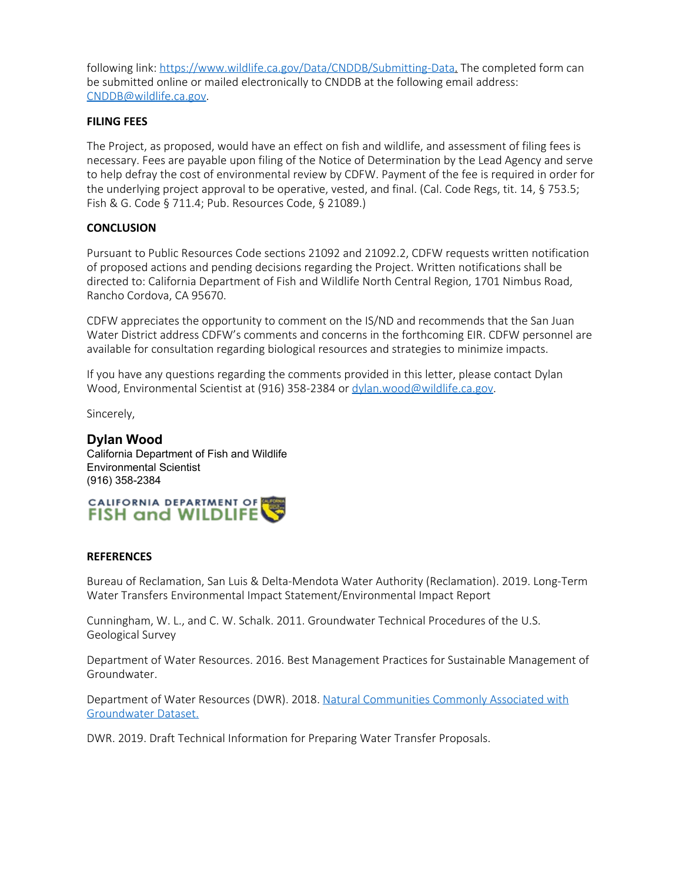following link: [https://www.wildlife.ca.gov/Data/CNDDB/Submitting-Data](https://www.wildlife.ca.gov/Data/CNDDB/Submitting-Data). The completed form can be submitted online or mailed electronically to CNDDB at the following email address: [CNDDB@wildlife.ca.gov](mailto:CNDDB@wildlife.ca.gov).

**FILING FEES**

The Project, as proposed, would have an effect on fish and wildlife, and assessment of filing fees is necessary. Fees are payable upon filing of the Notice of Determination by the Lead Agency and serve to help defray the cost of environmental review by CDFW. Payment of the fee is required in order for the underlying project approval to be operative, vested, and final. (Cal. Code Regs, tit. 14, § 753.5; Fish & G. Code § 711.4; Pub. Resources Code, § 21089.)

**CONCLUSION**

Pursuant to Public Resources Code sections 21092 and 21092.2, CDFW requests written notification of proposed actions and pending decisions regarding the Project. Written notifications shall be directed to: California Department of Fish and Wildlife North Central Region, 1701 Nimbus Road, Rancho Cordova, CA 95670.

CDFW appreciates the opportunity to comment on the IS/ND and recommends that the San Juan Water District address CDFW's comments and concerns in the forthcoming EIR. CDFW personnel are available for consultation regarding biological resources and strategies to minimize impacts.

If you have any questions regarding the comments provided in this letter, please contact Dylan Wood, Environmental Scientist at (916) 358-2384 or [dylan.wood@wildlife.ca.gov](mailto:dylan.wood@wildlife.ca.gov).

Sincerely,

**Dylan Wood**
California Department of Fish and Wildlife
Environmental Scientist
(916) 358-2384

CALIFORNIA DEPARTMENT OF FISH and WILDLIFE

**REFERENCES**

Bureau of Reclamation, San Luis & Delta-Mendota Water Authority (Reclamation). 2019. Long-Term Water Transfers Environmental Impact Statement/Environmental Impact Report

Cunningham, W. L., and C. W. Schalk. 2011. Groundwater Technical Procedures of the U.S. Geological Survey

Department of Water Resources. 2016. Best Management Practices for Sustainable Management of Groundwater.

Department of Water Resources (DWR). 2018. Natural Communities Commonly Associated with Groundwater Dataset.

DWR. 2019. Draft Technical Information for Preparing Water Transfer Proposals.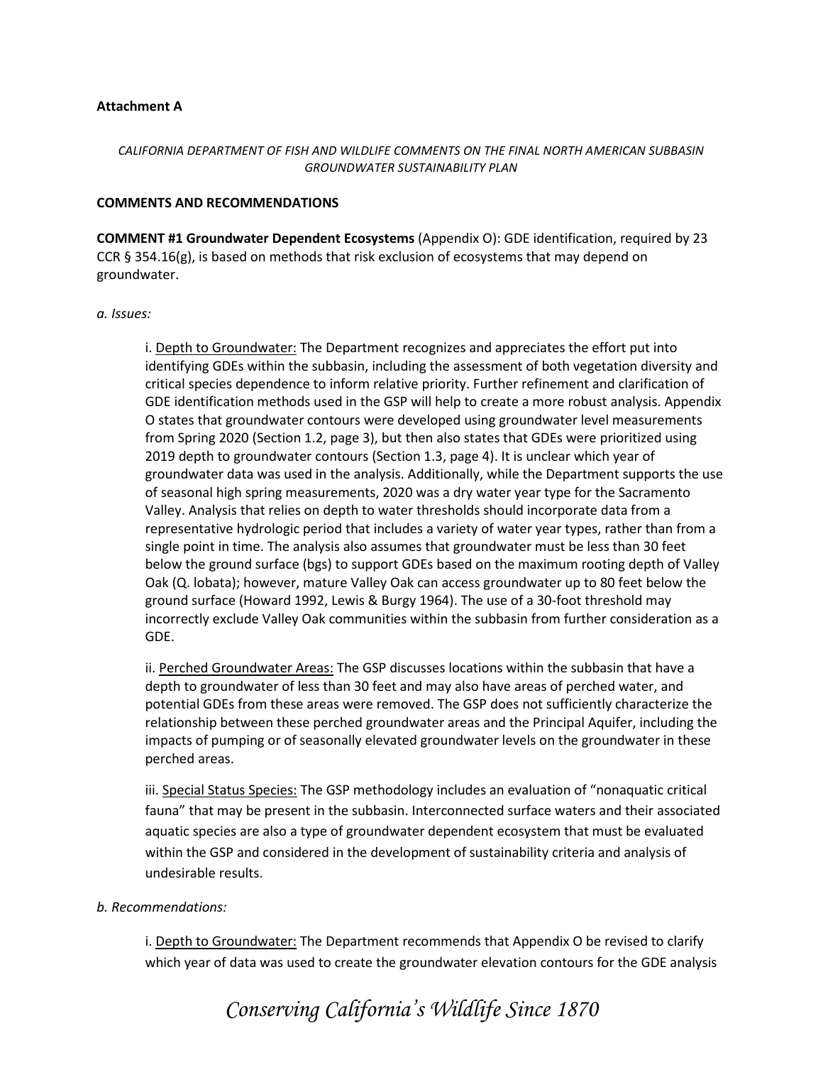**Attachment A**

*CALIFORNIA DEPARTMENT OF FISH AND WILDLIFE COMMENTS ON THE FINAL NORTH AMERICAN SUBBASIN GROUNDWATER SUSTAINABILITY PLAN*

**COMMENTS AND RECOMMENDATIONS**

**COMMENT #1 Groundwater Dependent Ecosystems** (Appendix O): GDE identification, required by 23 CCR § 354.16(g), is based on methods that risk exclusion of ecosystems that may depend on groundwater.

*a. Issues:*

i. Depth to Groundwater: The Department recognizes and appreciates the effort put into identifying GDEs within the subbasin, including the assessment of both vegetation diversity and critical species dependence to inform relative priority. Further refinement and clarification of GDE identification methods used in the GSP will help to create a more robust analysis. Appendix O states that groundwater contours were developed using groundwater level measurements from Spring 2020 (Section 1.2, page 3), but then also states that GDEs were prioritized using 2019 depth to groundwater contours (Section 1.3, page 4). It is unclear which year of groundwater data was used in the analysis. Additionally, while the Department supports the use of seasonal high spring measurements, 2020 was a dry water year type for the Sacramento Valley. Analysis that relies on depth to water thresholds should incorporate data from a representative hydrologic period that includes a variety of water year types, rather than from a single point in time. The analysis also assumes that groundwater must be less than 30 feet below the ground surface (bgs) to support GDEs based on the maximum rooting depth of Valley Oak (Q. lobata); however, mature Valley Oak can access groundwater up to 80 feet below the ground surface (Howard 1992, Lewis & Burgy 1964). The use of a 30-foot threshold may incorrectly exclude Valley Oak communities within the subbasin from further consideration as a GDE.

ii. Perched Groundwater Areas: The GSP discusses locations within the subbasin that have a depth to groundwater of less than 30 feet and may also have areas of perched water, and potential GDEs from these areas were removed. The GSP does not sufficiently characterize the relationship between these perched groundwater areas and the Principal Aquifer, including the impacts of pumping or of seasonally elevated groundwater levels on the groundwater in these perched areas.

iii. Special Status Species: The GSP methodology includes an evaluation of "nonaquatic critical fauna" that may be present in the subbasin. Interconnected surface waters and their associated aquatic species are also a type of groundwater dependent ecosystem that must be evaluated within the GSP and considered in the development of sustainability criteria and analysis of undesirable results.

*b. Recommendations:*

i. Depth to Groundwater: The Department recommends that Appendix O be revised to clarify which year of data was used to create the groundwater elevation contours for the GDE analysis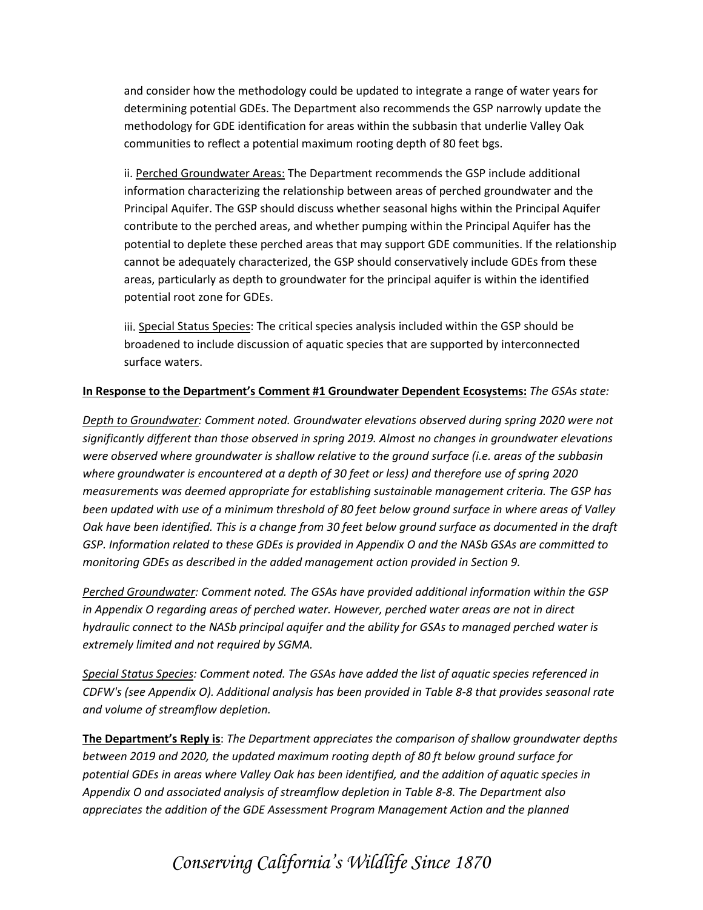and consider how the methodology could be updated to integrate a range of water years for determining potential GDEs. The Department also recommends the GSP narrowly update the methodology for GDE identification for areas within the subbasin that underlie Valley Oak communities to reflect a potential maximum rooting depth of 80 feet bgs.

ii. Perched Groundwater Areas: The Department recommends the GSP include additional information characterizing the relationship between areas of perched groundwater and the Principal Aquifer. The GSP should discuss whether seasonal highs within the Principal Aquifer contribute to the perched areas, and whether pumping within the Principal Aquifer has the potential to deplete these perched areas that may support GDE communities. If the relationship cannot be adequately characterized, the GSP should conservatively include GDEs from these areas, particularly as depth to groundwater for the principal aquifer is within the identified potential root zone for GDEs.

iii. Special Status Species: The critical species analysis included within the GSP should be broadened to include discussion of aquatic species that are supported by interconnected surface waters.

**In Response to the Department's Comment #1 Groundwater Dependent Ecosystems:** *The GSAs state:*

*Depth to Groundwater: Comment noted. Groundwater elevations observed during spring 2020 were not significantly different than those observed in spring 2019. Almost no changes in groundwater elevations were observed where groundwater is shallow relative to the ground surface (i.e. areas of the subbasin where groundwater is encountered at a depth of 30 feet or less) and therefore use of spring 2020 measurements was deemed appropriate for establishing sustainable management criteria. The GSP has been updated with use of a minimum threshold of 80 feet below ground surface in where areas of Valley Oak have been identified. This is a change from 30 feet below ground surface as documented in the draft GSP. Information related to these GDEs is provided in Appendix O and the NASb GSAs are committed to monitoring GDEs as described in the added management action provided in Section 9.*

*Perched Groundwater: Comment noted. The GSAs have provided additional information within the GSP in Appendix O regarding areas of perched water. However, perched water areas are not in direct hydraulic connect to the NASb principal aquifer and the ability for GSAs to managed perched water is extremely limited and not required by SGMA.*

*Special Status Species: Comment noted. The GSAs have added the list of aquatic species referenced in CDFW's (see Appendix O). Additional analysis has been provided in Table 8-8 that provides seasonal rate and volume of streamflow depletion.*

**The Department's Reply is**: *The Department appreciates the comparison of shallow groundwater depths between 2019 and 2020, the updated maximum rooting depth of 80 ft below ground surface for potential GDEs in areas where Valley Oak has been identified, and the addition of aquatic species in Appendix O and associated analysis of streamflow depletion in Table 8-8. The Department also appreciates the addition of the GDE Assessment Program Management Action and the planned*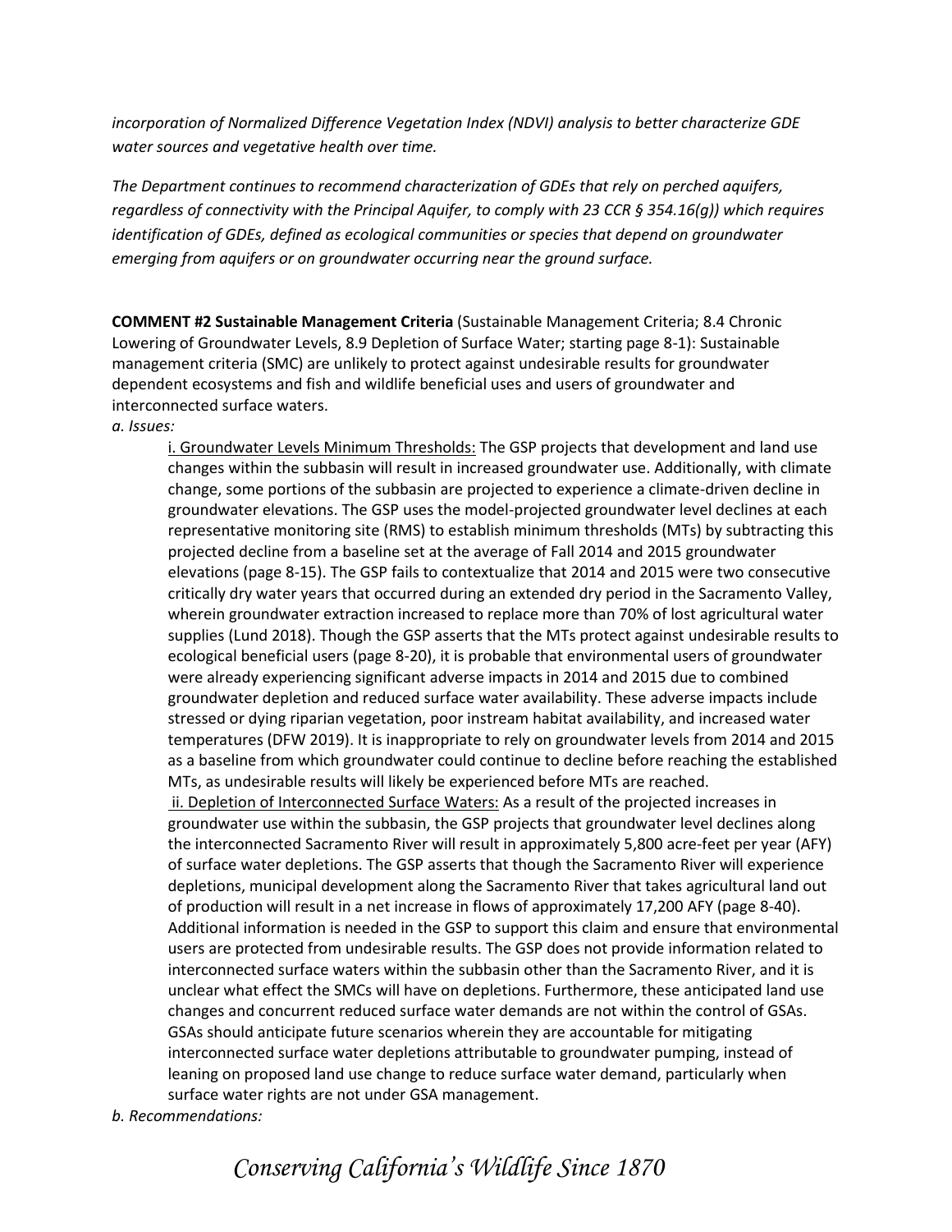*incorporation of Normalized Difference Vegetation Index (NDVI) analysis to better characterize GDE water sources and vegetative health over time.*

*The Department continues to recommend characterization of GDEs that rely on perched aquifers, regardless of connectivity with the Principal Aquifer, to comply with 23 CCR § 354.16(g)) which requires identification of GDEs, defined as ecological communities or species that depend on groundwater emerging from aquifers or on groundwater occurring near the ground surface.*

**COMMENT #2 Sustainable Management Criteria** (Sustainable Management Criteria; 8.4 Chronic Lowering of Groundwater Levels, 8.9 Depletion of Surface Water; starting page 8-1): Sustainable management criteria (SMC) are unlikely to protect against undesirable results for groundwater dependent ecosystems and fish and wildlife beneficial uses and users of groundwater and interconnected surface waters.

*a. Issues:*

i. Groundwater Levels Minimum Thresholds: The GSP projects that development and land use changes within the subbasin will result in increased groundwater use. Additionally, with climate change, some portions of the subbasin are projected to experience a climate-driven decline in groundwater elevations. The GSP uses the model-projected groundwater level declines at each representative monitoring site (RMS) to establish minimum thresholds (MTs) by subtracting this projected decline from a baseline set at the average of Fall 2014 and 2015 groundwater elevations (page 8-15). The GSP fails to contextualize that 2014 and 2015 were two consecutive critically dry water years that occurred during an extended dry period in the Sacramento Valley, wherein groundwater extraction increased to replace more than 70% of lost agricultural water supplies (Lund 2018). Though the GSP asserts that the MTs protect against undesirable results to ecological beneficial users (page 8-20), it is probable that environmental users of groundwater were already experiencing significant adverse impacts in 2014 and 2015 due to combined groundwater depletion and reduced surface water availability. These adverse impacts include stressed or dying riparian vegetation, poor instream habitat availability, and increased water temperatures (DFW 2019). It is inappropriate to rely on groundwater levels from 2014 and 2015 as a baseline from which groundwater could continue to decline before reaching the established MTs, as undesirable results will likely be experienced before MTs are reached.

ii. Depletion of Interconnected Surface Waters: As a result of the projected increases in groundwater use within the subbasin, the GSP projects that groundwater level declines along the interconnected Sacramento River will result in approximately 5,800 acre-feet per year (AFY) of surface water depletions. The GSP asserts that though the Sacramento River will experience depletions, municipal development along the Sacramento River that takes agricultural land out of production will result in a net increase in flows of approximately 17,200 AFY (page 8-40). Additional information is needed in the GSP to support this claim and ensure that environmental users are protected from undesirable results. The GSP does not provide information related to interconnected surface waters within the subbasin other than the Sacramento River, and it is unclear what effect the SMCs will have on depletions. Furthermore, these anticipated land use changes and concurrent reduced surface water demands are not within the control of GSAs. GSAs should anticipate future scenarios wherein they are accountable for mitigating interconnected surface water depletions attributable to groundwater pumping, instead of leaning on proposed land use change to reduce surface water demand, particularly when surface water rights are not under GSA management.

*b. Recommendations:*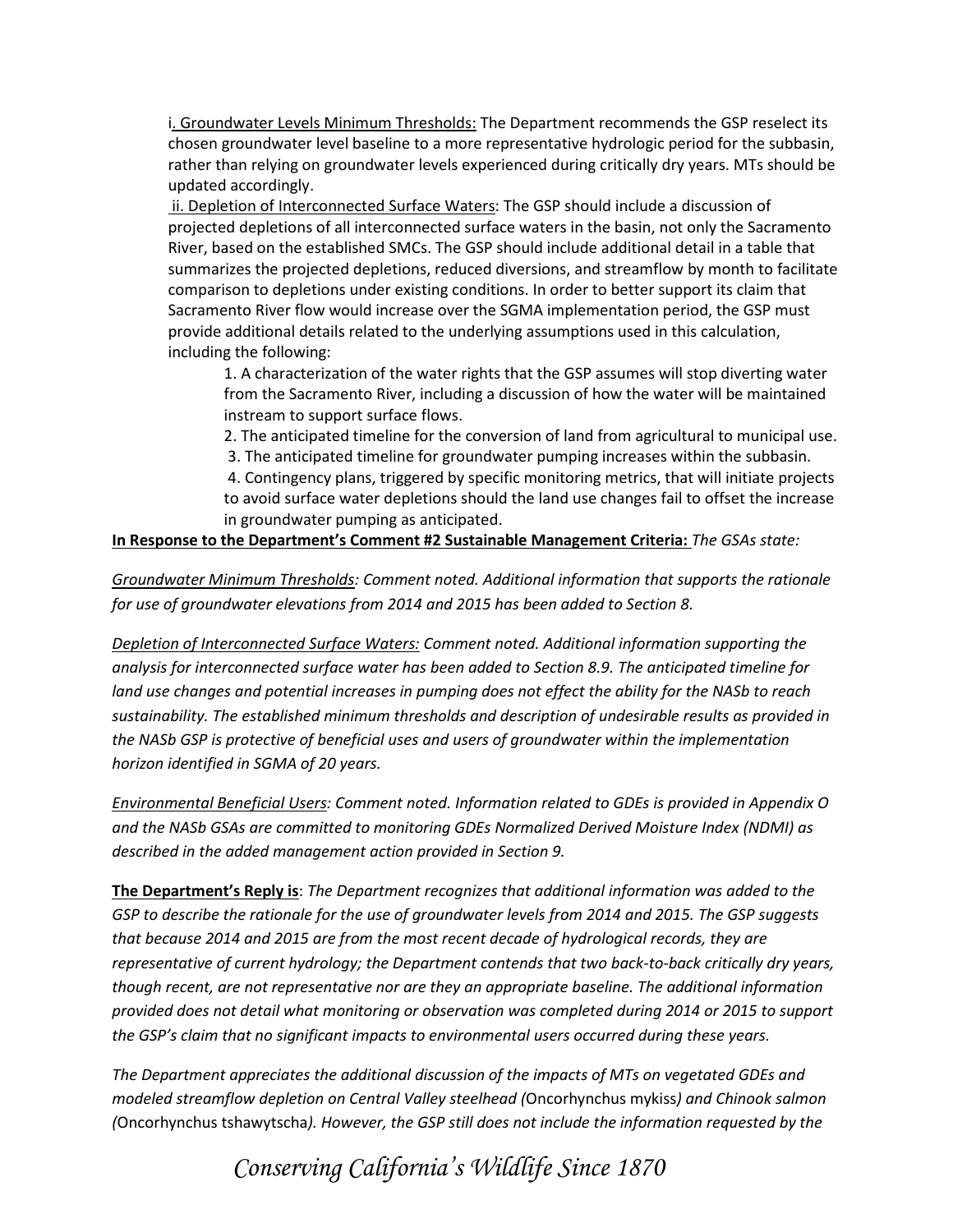i. Groundwater Levels Minimum Thresholds: The Department recommends the GSP reselect its chosen groundwater level baseline to a more representative hydrologic period for the subbasin, rather than relying on groundwater levels experienced during critically dry years. MTs should be updated accordingly.

ii. Depletion of Interconnected Surface Waters: The GSP should include a discussion of projected depletions of all interconnected surface waters in the basin, not only the Sacramento River, based on the established SMCs. The GSP should include additional detail in a table that summarizes the projected depletions, reduced diversions, and streamflow by month to facilitate comparison to depletions under existing conditions. In order to better support its claim that Sacramento River flow would increase over the SGMA implementation period, the GSP must provide additional details related to the underlying assumptions used in this calculation, including the following:

1. A characterization of the water rights that the GSP assumes will stop diverting water from the Sacramento River, including a discussion of how the water will be maintained instream to support surface flows.
2. The anticipated timeline for the conversion of land from agricultural to municipal use.
3. The anticipated timeline for groundwater pumping increases within the subbasin.
4. Contingency plans, triggered by specific monitoring metrics, that will initiate projects to avoid surface water depletions should the land use changes fail to offset the increase in groundwater pumping as anticipated.

**In Response to the Department's Comment #2 Sustainable Management Criteria:** *The GSAs state:*

*Groundwater Minimum Thresholds: Comment noted. Additional information that supports the rationale for use of groundwater elevations from 2014 and 2015 has been added to Section 8.*

*Depletion of Interconnected Surface Waters: Comment noted. Additional information supporting the analysis for interconnected surface water has been added to Section 8.9. The anticipated timeline for land use changes and potential increases in pumping does not effect the ability for the NASb to reach sustainability. The established minimum thresholds and description of undesirable results as provided in the NASb GSP is protective of beneficial uses and users of groundwater within the implementation horizon identified in SGMA of 20 years.*

*Environmental Beneficial Users: Comment noted. Information related to GDEs is provided in Appendix O and the NASb GSAs are committed to monitoring GDEs Normalized Derived Moisture Index (NDMI) as described in the added management action provided in Section 9.*

**The Department's Reply is**: *The Department recognizes that additional information was added to the GSP to describe the rationale for the use of groundwater levels from 2014 and 2015. The GSP suggests that because 2014 and 2015 are from the most recent decade of hydrological records, they are representative of current hydrology; the Department contends that two back-to-back critically dry years, though recent, are not representative nor are they an appropriate baseline. The additional information provided does not detail what monitoring or observation was completed during 2014 or 2015 to support the GSP's claim that no significant impacts to environmental users occurred during these years.*

*The Department appreciates the additional discussion of the impacts of MTs on vegetated GDEs and modeled streamflow depletion on Central Valley steelhead (*Oncorhynchus mykiss*) and Chinook salmon (*Oncorhynchus tshawytscha*). However, the GSP still does not include the information requested by the*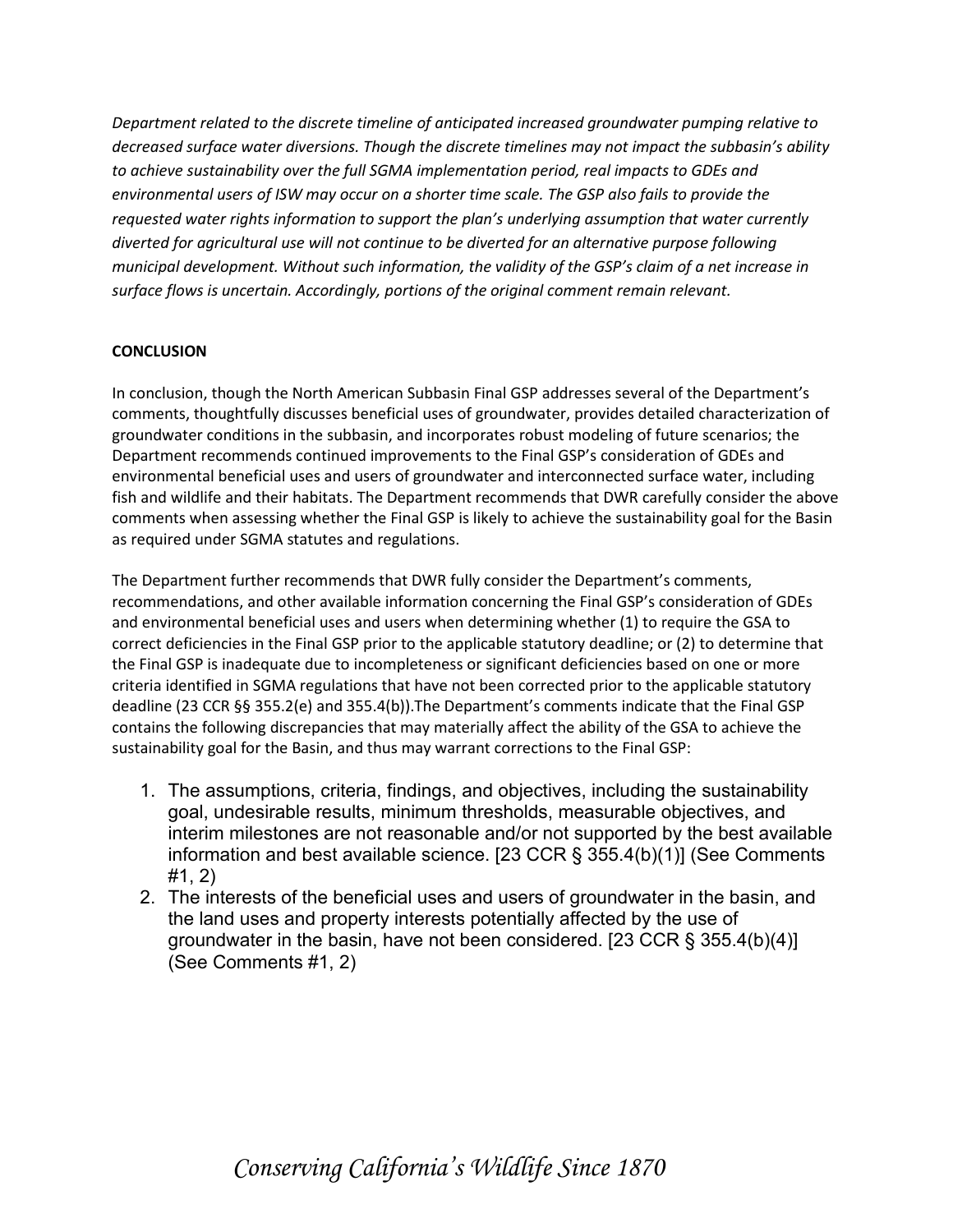*Department related to the discrete timeline of anticipated increased groundwater pumping relative to decreased surface water diversions. Though the discrete timelines may not impact the subbasin's ability to achieve sustainability over the full SGMA implementation period, real impacts to GDEs and environmental users of ISW may occur on a shorter time scale. The GSP also fails to provide the requested water rights information to support the plan's underlying assumption that water currently diverted for agricultural use will not continue to be diverted for an alternative purpose following municipal development. Without such information, the validity of the GSP's claim of a net increase in surface flows is uncertain. Accordingly, portions of the original comment remain relevant.*

**CONCLUSION**

In conclusion, though the North American Subbasin Final GSP addresses several of the Department's comments, thoughtfully discusses beneficial uses of groundwater, provides detailed characterization of groundwater conditions in the subbasin, and incorporates robust modeling of future scenarios; the Department recommends continued improvements to the Final GSP's consideration of GDEs and environmental beneficial uses and users of groundwater and interconnected surface water, including fish and wildlife and their habitats. The Department recommends that DWR carefully consider the above comments when assessing whether the Final GSP is likely to achieve the sustainability goal for the Basin as required under SGMA statutes and regulations.

The Department further recommends that DWR fully consider the Department's comments, recommendations, and other available information concerning the Final GSP's consideration of GDEs and environmental beneficial uses and users when determining whether (1) to require the GSA to correct deficiencies in the Final GSP prior to the applicable statutory deadline; or (2) to determine that the Final GSP is inadequate due to incompleteness or significant deficiencies based on one or more criteria identified in SGMA regulations that have not been corrected prior to the applicable statutory deadline (23 CCR §§ 355.2(e) and 355.4(b)).The Department's comments indicate that the Final GSP contains the following discrepancies that may materially affect the ability of the GSA to achieve the sustainability goal for the Basin, and thus may warrant corrections to the Final GSP:

1. The assumptions, criteria, findings, and objectives, including the sustainability goal, undesirable results, minimum thresholds, measurable objectives, and interim milestones are not reasonable and/or not supported by the best available information and best available science. [23 CCR § 355.4(b)(1)] (See Comments #1, 2)
2. The interests of the beneficial uses and users of groundwater in the basin, and the land uses and property interests potentially affected by the use of groundwater in the basin, have not been considered. [23 CCR § 355.4(b)(4)] (See Comments #1, 2)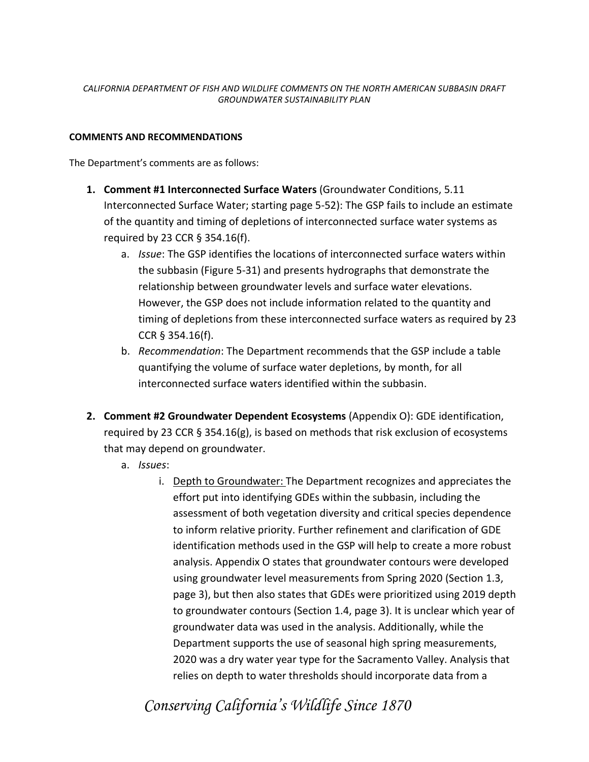*CALIFORNIA DEPARTMENT OF FISH AND WILDLIFE COMMENTS ON THE NORTH AMERICAN SUBBASIN DRAFT GROUNDWATER SUSTAINABILITY PLAN*

**COMMENTS AND RECOMMENDATIONS**

The Department's comments are as follows:

1. **Comment #1 Interconnected Surface Waters** (Groundwater Conditions, 5.11 Interconnected Surface Water; starting page 5-52): The GSP fails to include an estimate of the quantity and timing of depletions of interconnected surface water systems as required by 23 CCR § 354.16(f).
    a. *Issue*: The GSP identifies the locations of interconnected surface waters within the subbasin (Figure 5-31) and presents hydrographs that demonstrate the relationship between groundwater levels and surface water elevations. However, the GSP does not include information related to the quantity and timing of depletions from these interconnected surface waters as required by 23 CCR § 354.16(f).
    b. *Recommendation*: The Department recommends that the GSP include a table quantifying the volume of surface water depletions, by month, for all interconnected surface waters identified within the subbasin.

2. **Comment #2 Groundwater Dependent Ecosystems** (Appendix O): GDE identification, required by 23 CCR § 354.16(g), is based on methods that risk exclusion of ecosystems that may depend on groundwater.
    a. *Issues*:
        i. Depth to Groundwater: The Department recognizes and appreciates the effort put into identifying GDEs within the subbasin, including the assessment of both vegetation diversity and critical species dependence to inform relative priority. Further refinement and clarification of GDE identification methods used in the GSP will help to create a more robust analysis. Appendix O states that groundwater contours were developed using groundwater level measurements from Spring 2020 (Section 1.3, page 3), but then also states that GDEs were prioritized using 2019 depth to groundwater contours (Section 1.4, page 3). It is unclear which year of groundwater data was used in the analysis. Additionally, while the Department supports the use of seasonal high spring measurements, 2020 was a dry water year type for the Sacramento Valley. Analysis that relies on depth to water thresholds should incorporate data from a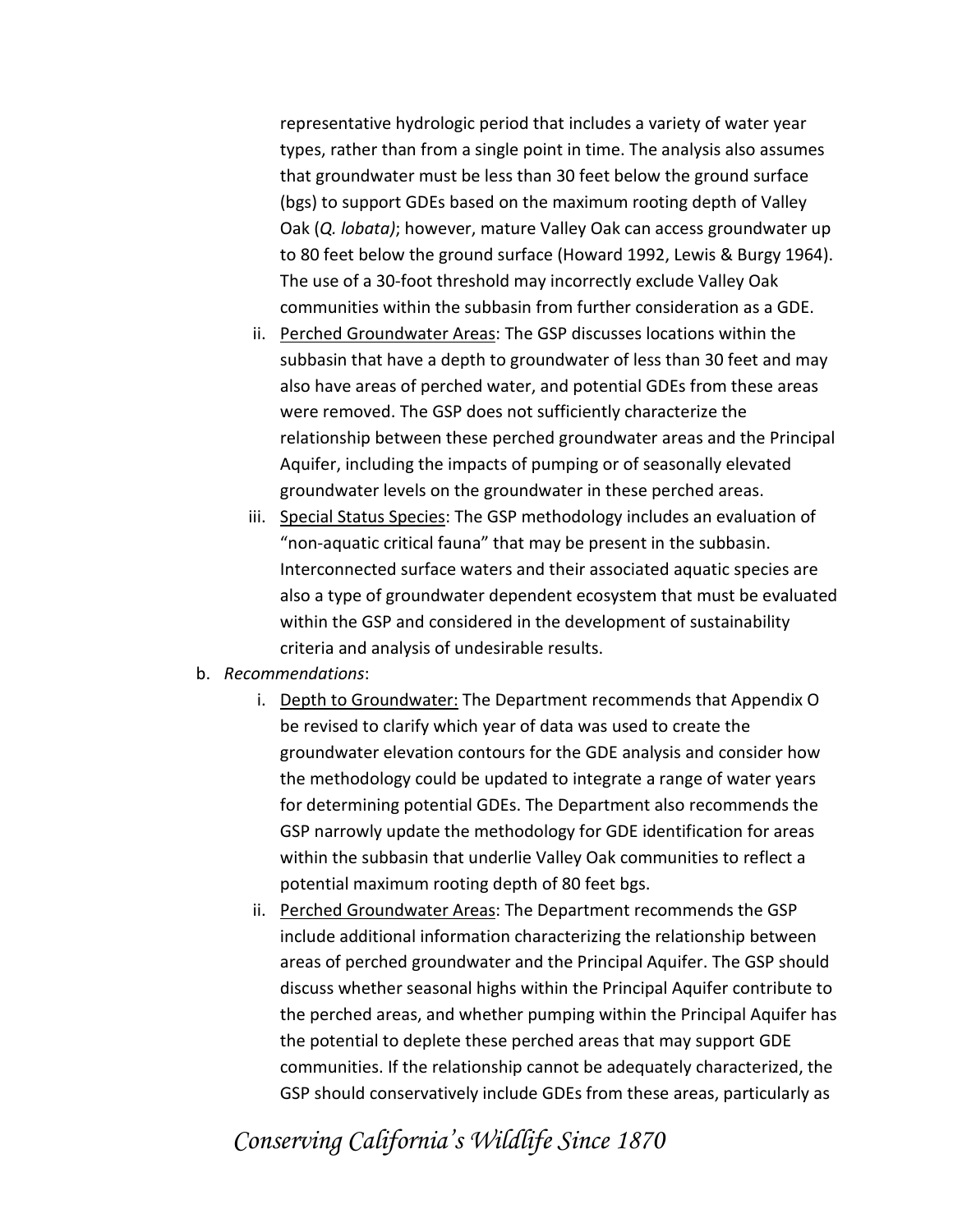representative hydrologic period that includes a variety of water year types, rather than from a single point in time. The analysis also assumes that groundwater must be less than 30 feet below the ground surface (bgs) to support GDEs based on the maximum rooting depth of Valley Oak (*Q. lobata)*; however, mature Valley Oak can access groundwater up to 80 feet below the ground surface (Howard 1992, Lewis & Burgy 1964). The use of a 30-foot threshold may incorrectly exclude Valley Oak communities within the subbasin from further consideration as a GDE.

ii. Perched Groundwater Areas: The GSP discusses locations within the subbasin that have a depth to groundwater of less than 30 feet and may also have areas of perched water, and potential GDEs from these areas were removed. The GSP does not sufficiently characterize the relationship between these perched groundwater areas and the Principal Aquifer, including the impacts of pumping or of seasonally elevated groundwater levels on the groundwater in these perched areas.

iii. Special Status Species: The GSP methodology includes an evaluation of "non-aquatic critical fauna" that may be present in the subbasin. Interconnected surface waters and their associated aquatic species are also a type of groundwater dependent ecosystem that must be evaluated within the GSP and considered in the development of sustainability criteria and analysis of undesirable results.

b. *Recommendations*:

i. Depth to Groundwater: The Department recommends that Appendix O be revised to clarify which year of data was used to create the groundwater elevation contours for the GDE analysis and consider how the methodology could be updated to integrate a range of water years for determining potential GDEs. The Department also recommends the GSP narrowly update the methodology for GDE identification for areas within the subbasin that underlie Valley Oak communities to reflect a potential maximum rooting depth of 80 feet bgs.

ii. Perched Groundwater Areas: The Department recommends the GSP include additional information characterizing the relationship between areas of perched groundwater and the Principal Aquifer. The GSP should discuss whether seasonal highs within the Principal Aquifer contribute to the perched areas, and whether pumping within the Principal Aquifer has the potential to deplete these perched areas that may support GDE communities. If the relationship cannot be adequately characterized, the GSP should conservatively include GDEs from these areas, particularly as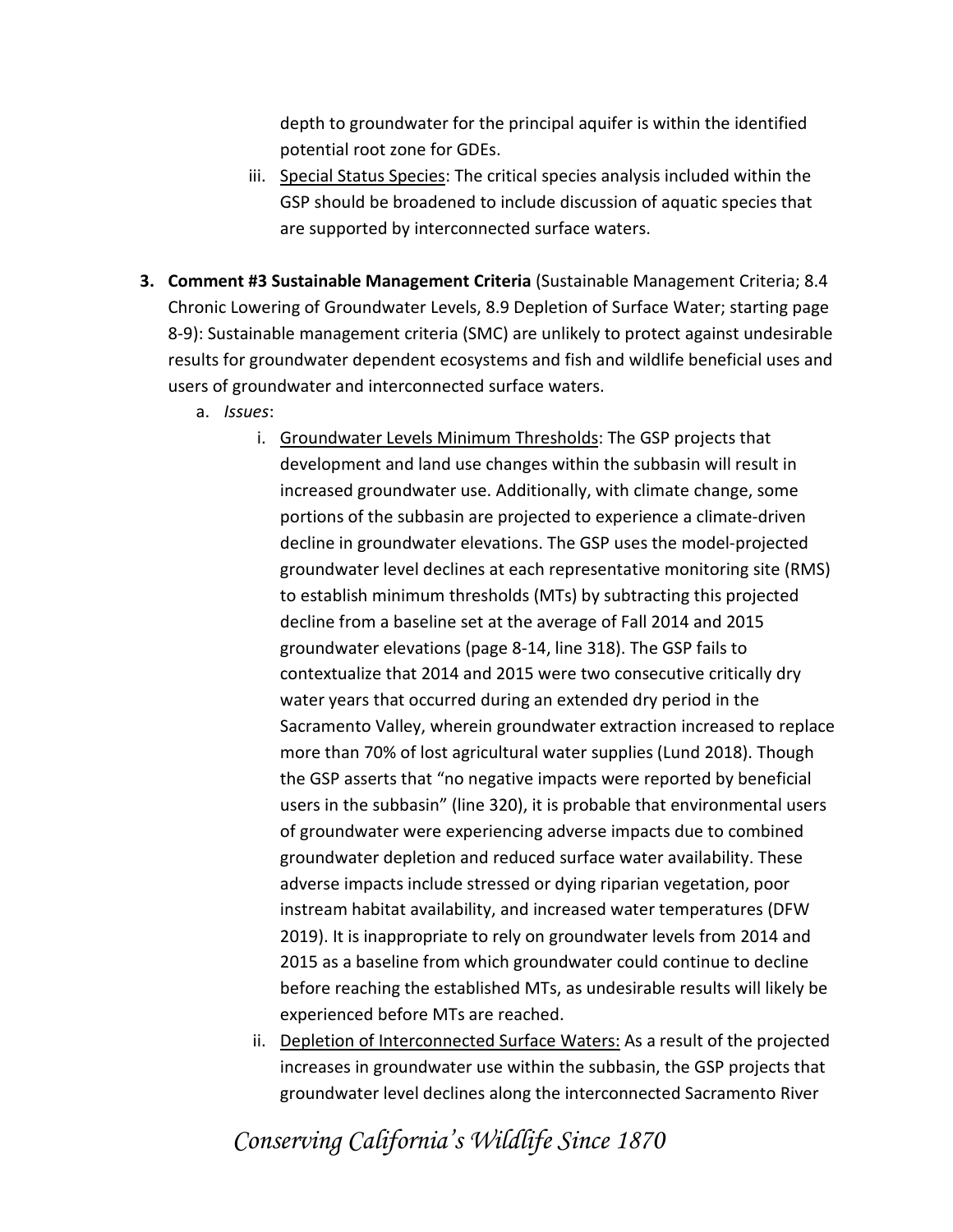depth to groundwater for the principal aquifer is within the identified potential root zone for GDEs.

iii. Special Status Species: The critical species analysis included within the GSP should be broadened to include discussion of aquatic species that are supported by interconnected surface waters.

3. **Comment #3 Sustainable Management Criteria** (Sustainable Management Criteria; 8.4 Chronic Lowering of Groundwater Levels, 8.9 Depletion of Surface Water; starting page 8-9): Sustainable management criteria (SMC) are unlikely to protect against undesirable results for groundwater dependent ecosystems and fish and wildlife beneficial uses and users of groundwater and interconnected surface waters.

   a. *Issues*:

      i. Groundwater Levels Minimum Thresholds: The GSP projects that development and land use changes within the subbasin will result in increased groundwater use. Additionally, with climate change, some portions of the subbasin are projected to experience a climate-driven decline in groundwater elevations. The GSP uses the model-projected groundwater level declines at each representative monitoring site (RMS) to establish minimum thresholds (MTs) by subtracting this projected decline from a baseline set at the average of Fall 2014 and 2015 groundwater elevations (page 8-14, line 318). The GSP fails to contextualize that 2014 and 2015 were two consecutive critically dry water years that occurred during an extended dry period in the Sacramento Valley, wherein groundwater extraction increased to replace more than 70% of lost agricultural water supplies (Lund 2018). Though the GSP asserts that "no negative impacts were reported by beneficial users in the subbasin" (line 320), it is probable that environmental users of groundwater were experiencing adverse impacts due to combined groundwater depletion and reduced surface water availability. These adverse impacts include stressed or dying riparian vegetation, poor instream habitat availability, and increased water temperatures (DFW 2019). It is inappropriate to rely on groundwater levels from 2014 and 2015 as a baseline from which groundwater could continue to decline before reaching the established MTs, as undesirable results will likely be experienced before MTs are reached.

      ii. Depletion of Interconnected Surface Waters: As a result of the projected increases in groundwater use within the subbasin, the GSP projects that groundwater level declines along the interconnected Sacramento River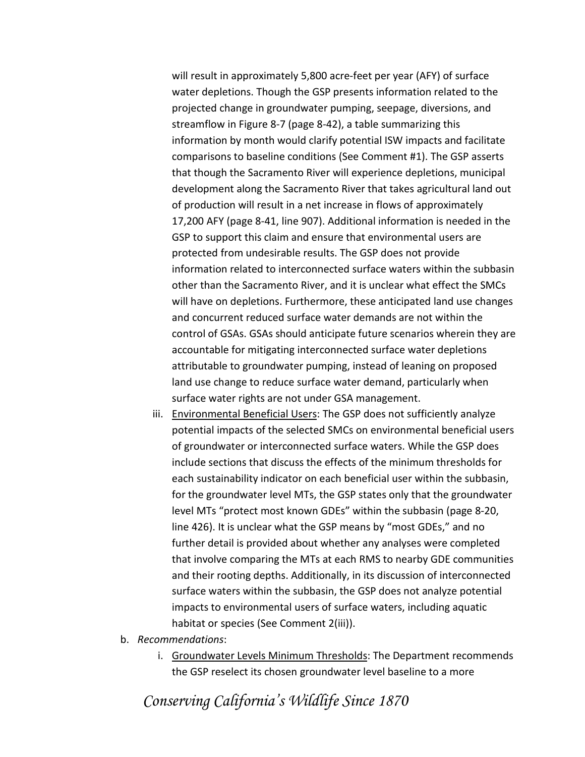will result in approximately 5,800 acre-feet per year (AFY) of surface water depletions. Though the GSP presents information related to the projected change in groundwater pumping, seepage, diversions, and streamflow in Figure 8-7 (page 8-42), a table summarizing this information by month would clarify potential ISW impacts and facilitate comparisons to baseline conditions (See Comment #1). The GSP asserts that though the Sacramento River will experience depletions, municipal development along the Sacramento River that takes agricultural land out of production will result in a net increase in flows of approximately 17,200 AFY (page 8-41, line 907). Additional information is needed in the GSP to support this claim and ensure that environmental users are protected from undesirable results. The GSP does not provide information related to interconnected surface waters within the subbasin other than the Sacramento River, and it is unclear what effect the SMCs will have on depletions. Furthermore, these anticipated land use changes and concurrent reduced surface water demands are not within the control of GSAs. GSAs should anticipate future scenarios wherein they are accountable for mitigating interconnected surface water depletions attributable to groundwater pumping, instead of leaning on proposed land use change to reduce surface water demand, particularly when surface water rights are not under GSA management.

iii. Environmental Beneficial Users: The GSP does not sufficiently analyze potential impacts of the selected SMCs on environmental beneficial users of groundwater or interconnected surface waters. While the GSP does include sections that discuss the effects of the minimum thresholds for each sustainability indicator on each beneficial user within the subbasin, for the groundwater level MTs, the GSP states only that the groundwater level MTs "protect most known GDEs" within the subbasin (page 8-20, line 426). It is unclear what the GSP means by "most GDEs," and no further detail is provided about whether any analyses were completed that involve comparing the MTs at each RMS to nearby GDE communities and their rooting depths. Additionally, in its discussion of interconnected surface waters within the subbasin, the GSP does not analyze potential impacts to environmental users of surface waters, including aquatic habitat or species (See Comment 2(iii)).

b. *Recommendations*:

i. Groundwater Levels Minimum Thresholds: The Department recommends the GSP reselect its chosen groundwater level baseline to a more

*Conserving California's Wildlife Since 1870*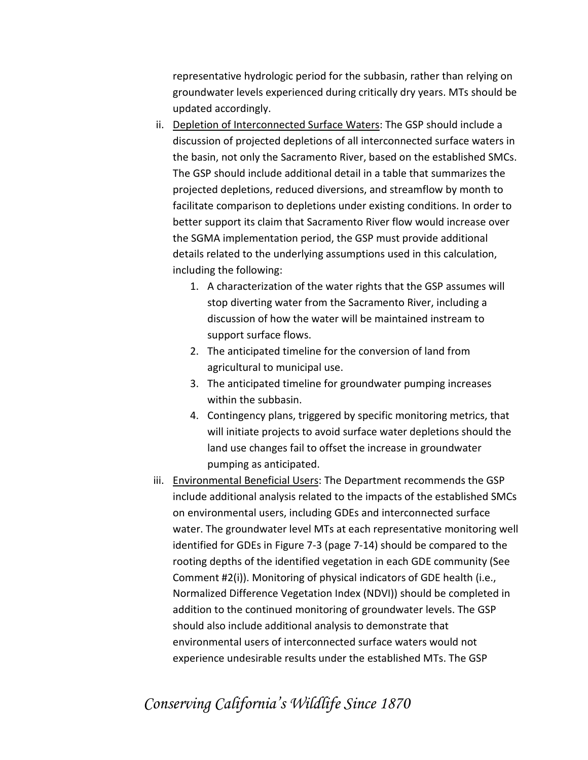representative hydrologic period for the subbasin, rather than relying on groundwater levels experienced during critically dry years. MTs should be updated accordingly.

ii. <u>Depletion of Interconnected Surface Waters</u>: The GSP should include a discussion of projected depletions of all interconnected surface waters in the basin, not only the Sacramento River, based on the established SMCs. The GSP should include additional detail in a table that summarizes the projected depletions, reduced diversions, and streamflow by month to facilitate comparison to depletions under existing conditions. In order to better support its claim that Sacramento River flow would increase over the SGMA implementation period, the GSP must provide additional details related to the underlying assumptions used in this calculation, including the following:

    1. A characterization of the water rights that the GSP assumes will stop diverting water from the Sacramento River, including a discussion of how the water will be maintained instream to support surface flows.
    2. The anticipated timeline for the conversion of land from agricultural to municipal use.
    3. The anticipated timeline for groundwater pumping increases within the subbasin.
    4. Contingency plans, triggered by specific monitoring metrics, that will initiate projects to avoid surface water depletions should the land use changes fail to offset the increase in groundwater pumping as anticipated.

iii. <u>Environmental Beneficial Users</u>: The Department recommends the GSP include additional analysis related to the impacts of the established SMCs on environmental users, including GDEs and interconnected surface water. The groundwater level MTs at each representative monitoring well identified for GDEs in Figure 7-3 (page 7-14) should be compared to the rooting depths of the identified vegetation in each GDE community (See Comment #2(i)). Monitoring of physical indicators of GDE health (i.e., Normalized Difference Vegetation Index (NDVI)) should be completed in addition to the continued monitoring of groundwater levels. The GSP should also include additional analysis to demonstrate that environmental users of interconnected surface waters would not experience undesirable results under the established MTs. The GSP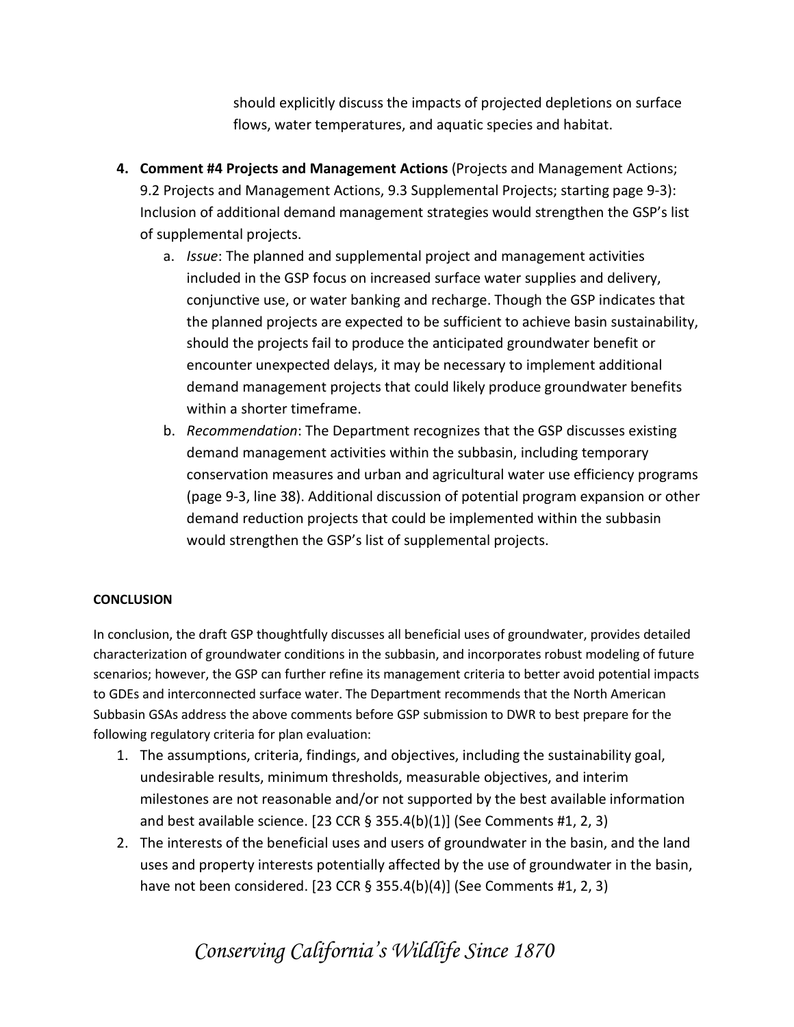should explicitly discuss the impacts of projected depletions on surface flows, water temperatures, and aquatic species and habitat.

4. **Comment #4 Projects and Management Actions** (Projects and Management Actions; 9.2 Projects and Management Actions, 9.3 Supplemental Projects; starting page 9-3): Inclusion of additional demand management strategies would strengthen the GSP's list of supplemental projects.
    a. *Issue*: The planned and supplemental project and management activities included in the GSP focus on increased surface water supplies and delivery, conjunctive use, or water banking and recharge. Though the GSP indicates that the planned projects are expected to be sufficient to achieve basin sustainability, should the projects fail to produce the anticipated groundwater benefit or encounter unexpected delays, it may be necessary to implement additional demand management projects that could likely produce groundwater benefits within a shorter timeframe.
    b. *Recommendation*: The Department recognizes that the GSP discusses existing demand management activities within the subbasin, including temporary conservation measures and urban and agricultural water use efficiency programs (page 9-3, line 38). Additional discussion of potential program expansion or other demand reduction projects that could be implemented within the subbasin would strengthen the GSP's list of supplemental projects.

**CONCLUSION**

In conclusion, the draft GSP thoughtfully discusses all beneficial uses of groundwater, provides detailed characterization of groundwater conditions in the subbasin, and incorporates robust modeling of future scenarios; however, the GSP can further refine its management criteria to better avoid potential impacts to GDEs and interconnected surface water. The Department recommends that the North American Subbasin GSAs address the above comments before GSP submission to DWR to best prepare for the following regulatory criteria for plan evaluation:

1. The assumptions, criteria, findings, and objectives, including the sustainability goal, undesirable results, minimum thresholds, measurable objectives, and interim milestones are not reasonable and/or not supported by the best available information and best available science. [23 CCR § 355.4(b)(1)] (See Comments #1, 2, 3)
2. The interests of the beneficial uses and users of groundwater in the basin, and the land uses and property interests potentially affected by the use of groundwater in the basin, have not been considered. [23 CCR § 355.4(b)(4)] (See Comments #1, 2, 3)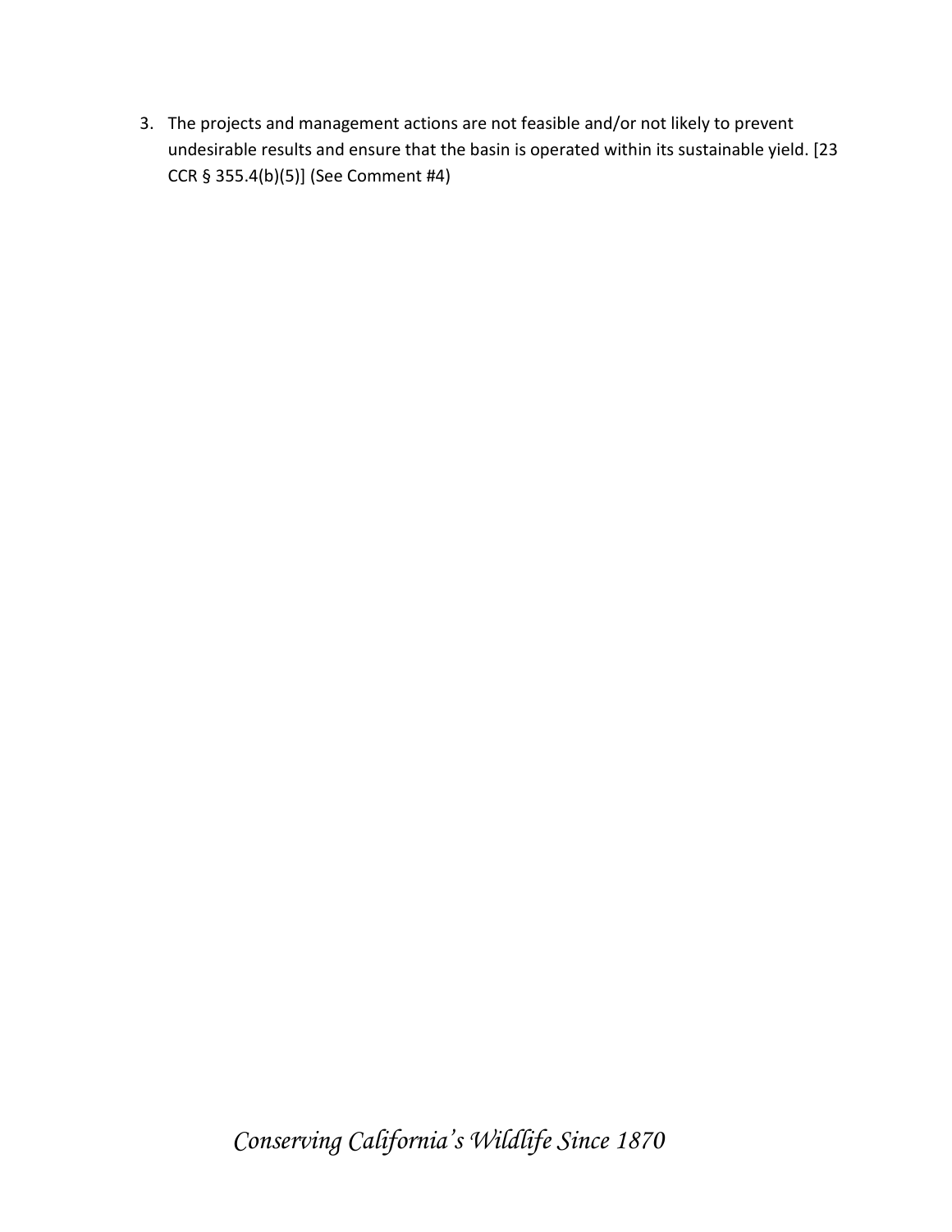3. The projects and management actions are not feasible and/or not likely to prevent undesirable results and ensure that the basin is operated within its sustainable yield. [23 CCR § 355.4(b)(5)] (See Comment #4)